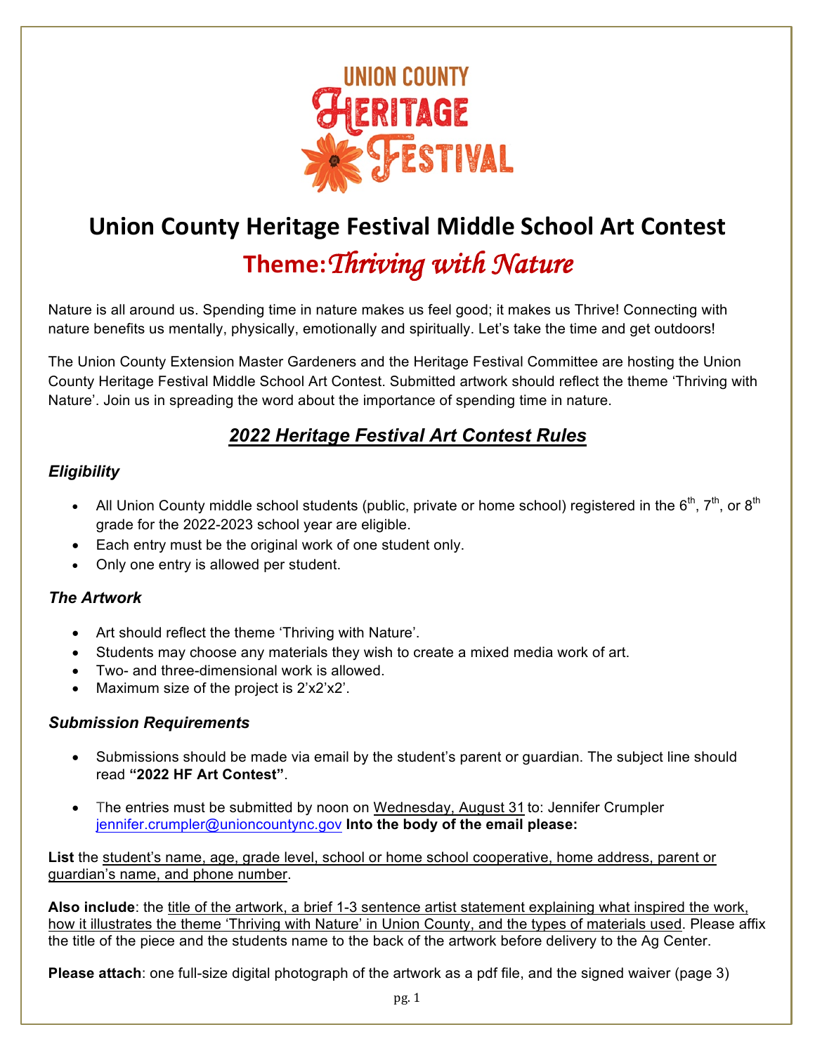UNION COUNTY HERITAGE FESTIVAL

# Union County Heritage Festival Middle School Art Contest

## Theme: *Thriving with Nature*

Nature is all around us. Spending time in nature makes us feel good; it makes us Thrive! Connecting with nature benefits us mentally, physically, emotionally and spiritually. Let's take the time and get outdoors!

The Union County Extension Master Gardeners and the Heritage Festival Committee are hosting the Union County Heritage Festival Middle School Art Contest. Submitted artwork should reflect the theme 'Thriving with Nature'. Join us in spreading the word about the importance of spending time in nature.

## *2022 Heritage Festival Art Contest Rules*

### *Eligibility*

- All Union County middle school students (public, private or home school) registered in the 6th, 7th, or 8th grade for the 2022-2023 school year are eligible.
- Each entry must be the original work of one student only.
- Only one entry is allowed per student.

### *The Artwork*

- Art should reflect the theme 'Thriving with Nature'.
- Students may choose any materials they wish to create a mixed media work of art.
- Two- and three-dimensional work is allowed.
- Maximum size of the project is 2'x2'x2'.

### *Submission Requirements*

- Submissions should be made via email by the student's parent or guardian. The subject line should read **"2022 HF Art Contest"**.
- The entries must be submitted by noon on Wednesday, August 31 to: Jennifer Crumpler jennifer.crumpler@unioncountync.gov **Into the body of the email please:**

**List** the student's name, age, grade level, school or home school cooperative, home address, parent or guardian's name, and phone number.

**Also include**: the title of the artwork, a brief 1-3 sentence artist statement explaining what inspired the work, how it illustrates the theme 'Thriving with Nature' in Union County, and the types of materials used. Please affix the title of the piece and the students name to the back of the artwork before delivery to the Ag Center.

**Please attach**: one full-size digital photograph of the artwork as a pdf file, and the signed waiver (page 3)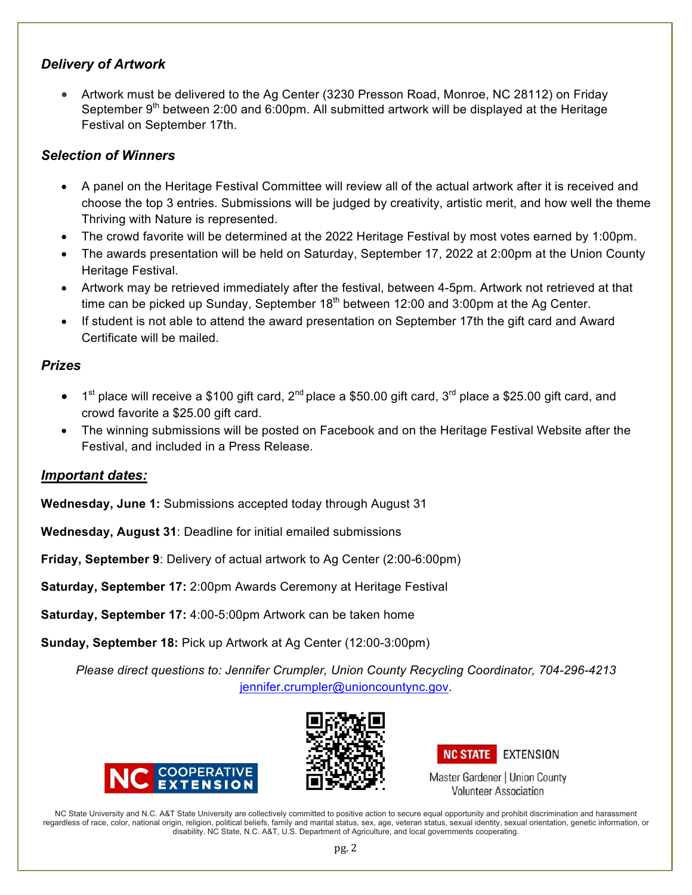### *Delivery of Artwork*

- Artwork must be delivered to the Ag Center (3230 Presson Road, Monroe, NC 28112) on Friday September 9th between 2:00 and 6:00pm. All submitted artwork will be displayed at the Heritage Festival on September 17th.

### *Selection of Winners*

- A panel on the Heritage Festival Committee will review all of the actual artwork after it is received and choose the top 3 entries. Submissions will be judged by creativity, artistic merit, and how well the theme Thriving with Nature is represented.
- The crowd favorite will be determined at the 2022 Heritage Festival by most votes earned by 1:00pm.
- The awards presentation will be held on Saturday, September 17, 2022 at 2:00pm at the Union County Heritage Festival.
- Artwork may be retrieved immediately after the festival, between 4-5pm. Artwork not retrieved at that time can be picked up Sunday, September 18th between 12:00 and 3:00pm at the Ag Center.
- If student is not able to attend the award presentation on September 17th the gift card and Award Certificate will be mailed.

### *Prizes*

- 1st place will receive a $100 gift card, 2nd place a $50.00 gift card, 3rd place a $25.00 gift card, and crowd favorite a $25.00 gift card.
- The winning submissions will be posted on Facebook and on the Heritage Festival Website after the Festival, and included in a Press Release.

### ***Important dates:***

**Wednesday, June 1:** Submissions accepted today through August 31

**Wednesday, August 31**: Deadline for initial emailed submissions

**Friday, September 9**: Delivery of actual artwork to Ag Center (2:00-6:00pm)

**Saturday, September 17:** 2:00pm Awards Ceremony at Heritage Festival

**Saturday, September 17:** 4:00-5:00pm Artwork can be taken home

**Sunday, September 18:** Pick up Artwork at Ag Center (12:00-3:00pm)

*Please direct questions to: Jennifer Crumpler, Union County Recycling Coordinator, 704-296-4213* jennifer.crumpler@unioncountync.gov.

NC COOPERATIVE EXTENSION

NC STATE EXTENSION

Master Gardener | Union County Volunteer Association

NC State University and N.C. A&T State University are collectively committed to positive action to secure equal opportunity and prohibit discrimination and harassment regardless of race, color, national origin, religion, political beliefs, family and marital status, sex, age, veteran status, sexual identity, sexual orientation, genetic information, or disability. NC State, N.C. A&T, U.S. Department of Agriculture, and local governments cooperating.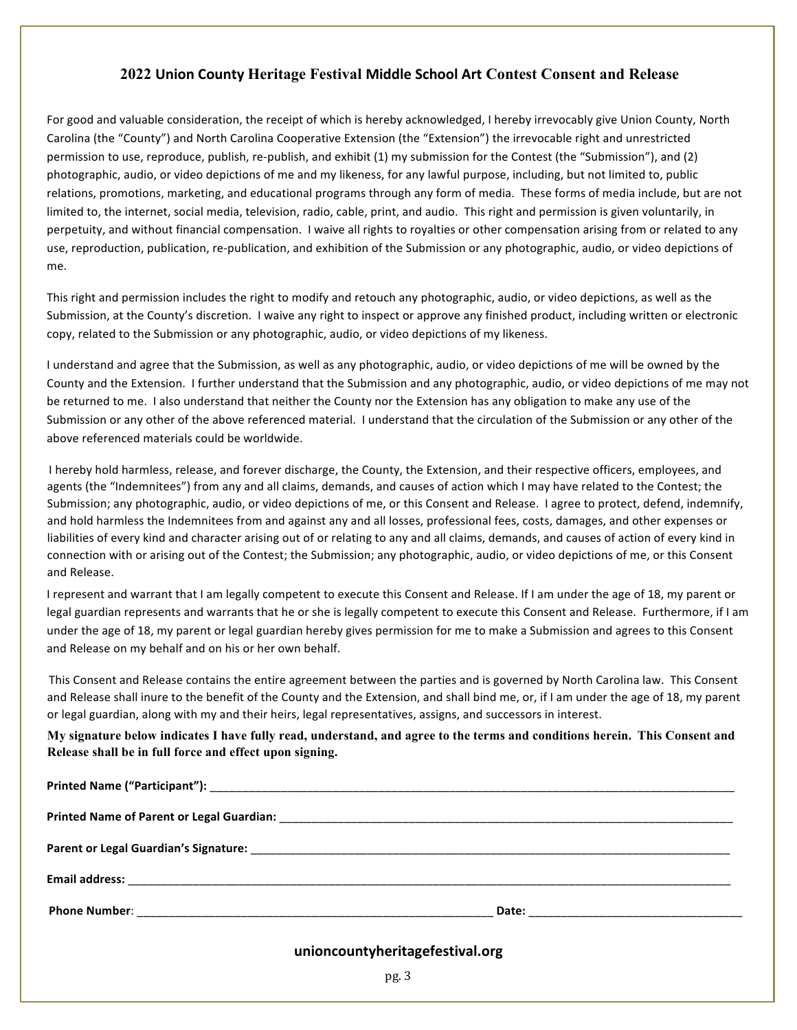## 2022 Union County Heritage Festival Middle School Art Contest Consent and Release

For good and valuable consideration, the receipt of which is hereby acknowledged, I hereby irrevocably give Union County, North Carolina (the "County") and North Carolina Cooperative Extension (the "Extension") the irrevocable right and unrestricted permission to use, reproduce, publish, re-publish, and exhibit (1) my submission for the Contest (the "Submission"), and (2) photographic, audio, or video depictions of me and my likeness, for any lawful purpose, including, but not limited to, public relations, promotions, marketing, and educational programs through any form of media. These forms of media include, but are not limited to, the internet, social media, television, radio, cable, print, and audio. This right and permission is given voluntarily, in perpetuity, and without financial compensation. I waive all rights to royalties or other compensation arising from or related to any use, reproduction, publication, re-publication, and exhibition of the Submission or any photographic, audio, or video depictions of me.

This right and permission includes the right to modify and retouch any photographic, audio, or video depictions, as well as the Submission, at the County's discretion. I waive any right to inspect or approve any finished product, including written or electronic copy, related to the Submission or any photographic, audio, or video depictions of my likeness.

I understand and agree that the Submission, as well as any photographic, audio, or video depictions of me will be owned by the County and the Extension. I further understand that the Submission and any photographic, audio, or video depictions of me may not be returned to me. I also understand that neither the County nor the Extension has any obligation to make any use of the Submission or any other of the above referenced material. I understand that the circulation of the Submission or any other of the above referenced materials could be worldwide.

I hereby hold harmless, release, and forever discharge, the County, the Extension, and their respective officers, employees, and agents (the "Indemnitees") from any and all claims, demands, and causes of action which I may have related to the Contest; the Submission; any photographic, audio, or video depictions of me, or this Consent and Release. I agree to protect, defend, indemnify, and hold harmless the Indemnitees from and against any and all losses, professional fees, costs, damages, and other expenses or liabilities of every kind and character arising out of or relating to any and all claims, demands, and causes of action of every kind in connection with or arising out of the Contest; the Submission; any photographic, audio, or video depictions of me, or this Consent and Release.

I represent and warrant that I am legally competent to execute this Consent and Release. If I am under the age of 18, my parent or legal guardian represents and warrants that he or she is legally competent to execute this Consent and Release. Furthermore, if I am under the age of 18, my parent or legal guardian hereby gives permission for me to make a Submission and agrees to this Consent and Release on my behalf and on his or her own behalf.

This Consent and Release contains the entire agreement between the parties and is governed by North Carolina law. This Consent and Release shall inure to the benefit of the County and the Extension, and shall bind me, or, if I am under the age of 18, my parent or legal guardian, along with my and their heirs, legal representatives, assigns, and successors in interest.

**My signature below indicates I have fully read, understand, and agree to the terms and conditions herein. This Consent and Release shall be in full force and effect upon signing.**

**Printed Name ("Participant"):** ______________________________________________

**Printed Name of Parent or Legal Guardian:** ______________________________________________

**Parent or Legal Guardian's Signature:** ______________________________________________

**Email address:** ______________________________________________

**Phone Number**: ______________________________ **Date:** ____________________

**unioncountyheritagefestival.org**